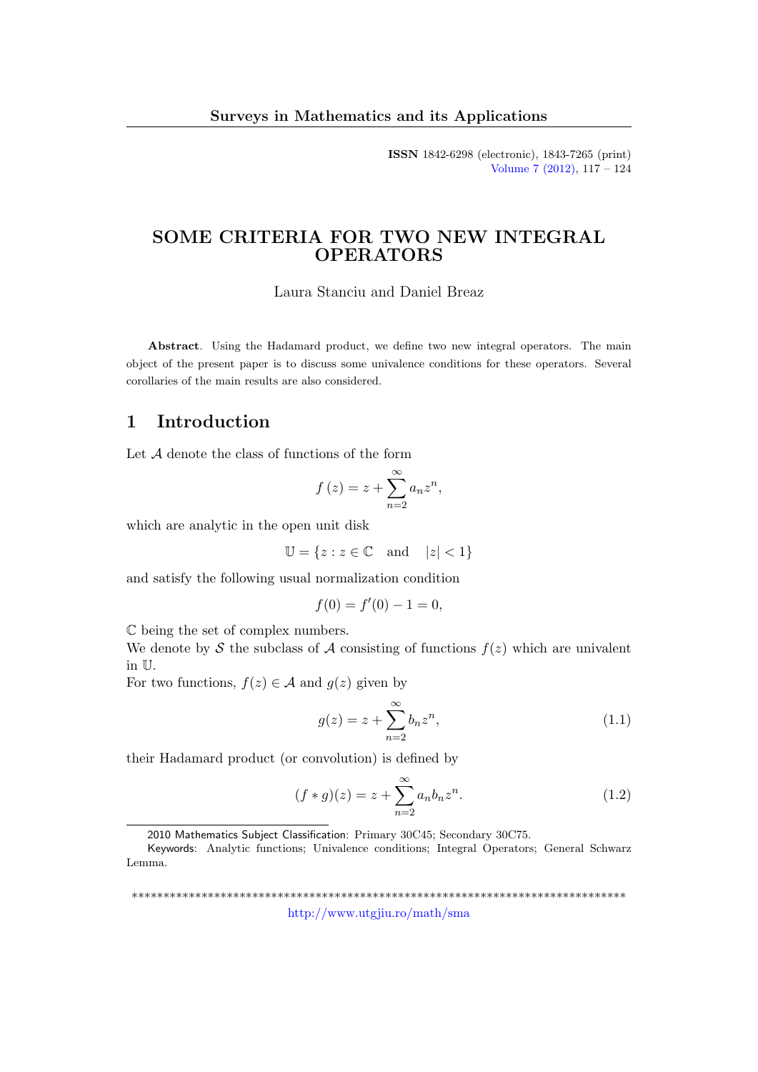# SOME CRITERIA FOR TWO NEW INTEGRAL OPERATORS

Laura Stanciu and Daniel Breaz

**Abstract**. Using the Hadamard product, we define two new integral operators. The main object of the present paper is to discuss some univalence conditions for these operators. Several corollaries of the main results are also considered.

## 1 Introduction

Let $\mathcal{A}$ denote the class of functions of the form

$$f(z) = z + \sum_{n=2}^{\infty} a_n z^n,$$

which are analytic in the open unit disk

$$\mathbb{U} = \{z : z \in \mathbb{C} \quad \text{and} \quad |z| < 1\}$$

and satisfy the following usual normalization condition

$$f(0) = f'(0) - 1 = 0,$$

$\mathbb{C}$ being the set of complex numbers.
We denote by $\mathcal{S}$ the subclass of $\mathcal{A}$ consisting of functions $f(z)$ which are univalent in $\mathbb{U}$.
For two functions, $f(z) \in \mathcal{A}$ and $g(z)$ given by

$$g(z) = z + \sum_{n=2}^{\infty} b_n z^n, \tag{1.1}$$

their Hadamard product (or convolution) is defined by

$$(f * g)(z) = z + \sum_{n=2}^{\infty} a_n b_n z^n. \tag{1.2}$$

2010 Mathematics Subject Classification: Primary 30C45; Secondary 30C75.
Keywords: Analytic functions; Univalence conditions; Integral Operators; General Schwarz Lemma.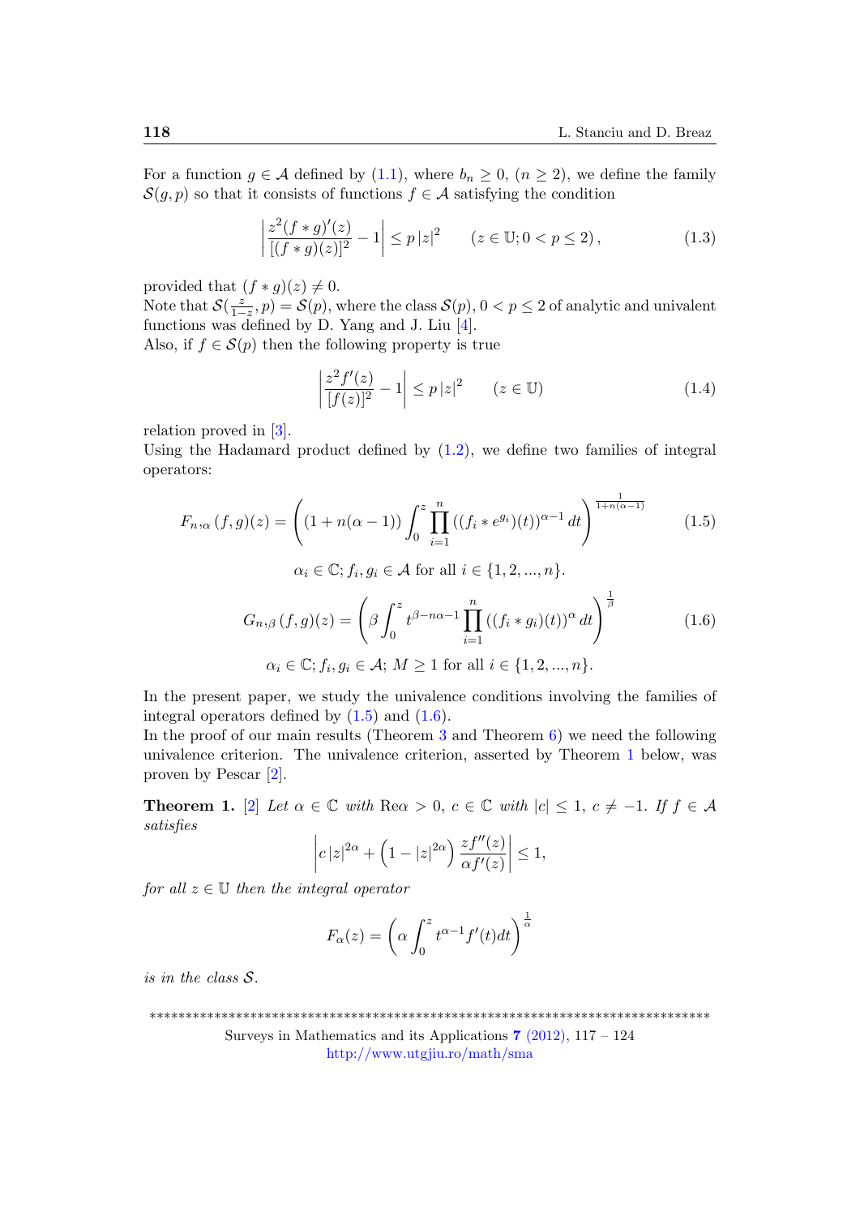For a function $g \in \mathcal{A}$ defined by (1.1), where $b_n \geq 0$, $(n \geq 2)$, we define the family $\mathcal{S}(g,p)$ so that it consists of functions $f \in \mathcal{A}$ satisfying the condition

$$\left| \frac{z^2 (f*g)'(z)}{[(f*g)(z)]^2} - 1 \right| \leq p\,|z|^2 \qquad (z \in \mathbb{U}; 0 < p \leq 2)\,, \tag{1.3}$$

provided that $(f*g)(z) \neq 0$.
Note that $\mathcal{S}(\frac{z}{1-z}, p) = \mathcal{S}(p)$, where the class $\mathcal{S}(p)$, $0 < p \leq 2$ of analytic and univalent functions was defined by D. Yang and J. Liu [4].
Also, if $f \in \mathcal{S}(p)$ then the following property is true

$$\left| \frac{z^2 f'(z)}{[f(z)]^2} - 1 \right| \leq p\,|z|^2 \qquad (z \in \mathbb{U}) \tag{1.4}$$

relation proved in [3].
Using the Hadamard product defined by (1.2), we define two families of integral operators:

$$F_{n,\alpha}(f,g)(z) = \left( (1 + n(\alpha - 1)) \int_0^z \prod_{i=1}^n ((f_i * e^{g_i})(t))^{\alpha - 1}\, dt \right)^{\frac{1}{1+n(\alpha-1)}} \tag{1.5}$$

$$\alpha_i \in \mathbb{C};\, f_i, g_i \in \mathcal{A} \text{ for all } i \in \{1, 2, ..., n\}.$$

$$G_{n,\beta}(f,g)(z) = \left( \beta \int_0^z t^{\beta - n\alpha - 1} \prod_{i=1}^n ((f_i * g_i)(t))^{\alpha}\, dt \right)^{\frac{1}{\beta}} \tag{1.6}$$

$$\alpha_i \in \mathbb{C};\, f_i, g_i \in \mathcal{A};\, M \geq 1 \text{ for all } i \in \{1, 2, ..., n\}.$$

In the present paper, we study the univalence conditions involving the families of integral operators defined by (1.5) and (1.6).
In the proof of our main results (Theorem 3 and Theorem 6) we need the following univalence criterion. The univalence criterion, asserted by Theorem 1 below, was proven by Pescar [2].

**Theorem 1.** [2] *Let $\alpha \in \mathbb{C}$ with $\mathrm{Re}\alpha > 0$, $c \in \mathbb{C}$ with $|c| \leq 1$, $c \neq -1$. If $f \in \mathcal{A}$ satisfies*

$$\left| c\,|z|^{2\alpha} + \left(1 - |z|^{2\alpha}\right) \frac{z f''(z)}{\alpha f'(z)} \right| \leq 1,$$

*for all $z \in \mathbb{U}$ then the integral operator*

$$F_\alpha(z) = \left( \alpha \int_0^z t^{\alpha - 1} f'(t) dt \right)^{\frac{1}{\alpha}}$$

*is in the class $\mathcal{S}$.*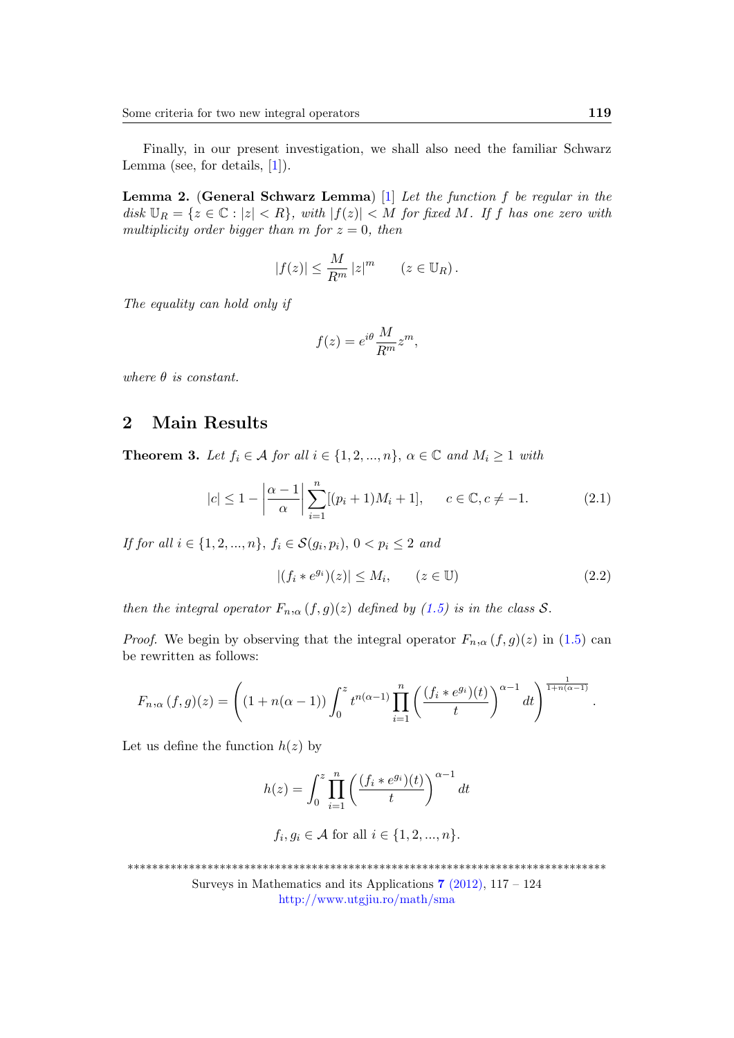Finally, in our present investigation, we shall also need the familiar Schwarz Lemma (see, for details, [1]).

**Lemma 2.** (**General Schwarz Lemma**) [1] *Let the function $f$ be regular in the disk $\mathbb{U}_R = \{z \in \mathbb{C} : |z| < R\}$, with $|f(z)| < M$ for fixed $M$. If $f$ has one zero with multiplicity order bigger than $m$ for $z = 0$, then*

$$|f(z)| \leq \frac{M}{R^m} |z|^m \qquad (z \in \mathbb{U}_R).$$

*The equality can hold only if*

$$f(z) = e^{i\theta} \frac{M}{R^m} z^m,$$

*where $\theta$ is constant.*

## 2 Main Results

**Theorem 3.** *Let $f_i \in \mathcal{A}$ for all $i \in \{1, 2, ..., n\}$, $\alpha \in \mathbb{C}$ and $M_i \geq 1$ with*

$$|c| \leq 1 - \left| \frac{\alpha - 1}{\alpha} \right| \sum_{i=1}^{n} [(p_i + 1)M_i + 1], \qquad c \in \mathbb{C}, c \neq -1. \tag{2.1}$$

*If for all $i \in \{1, 2, ..., n\}$, $f_i \in \mathcal{S}(g_i, p_i)$, $0 < p_i \leq 2$ and*

$$|(f_i * e^{g_i})(z)| \leq M_i, \qquad (z \in \mathbb{U}) \tag{2.2}$$

*then the integral operator $F_{n,\alpha}(f, g)(z)$ defined by (1.5) is in the class $\mathcal{S}$.*

*Proof.* We begin by observing that the integral operator $F_{n,\alpha}(f, g)(z)$ in (1.5) can be rewritten as follows:

$$F_{n,\alpha}(f, g)(z) = \left( (1 + n(\alpha - 1)) \int_0^z t^{n(\alpha-1)} \prod_{i=1}^{n} \left( \frac{(f_i * e^{g_i})(t)}{t} \right)^{\alpha - 1} dt \right)^{\frac{1}{1+n(\alpha-1)}}.$$

Let us define the function $h(z)$ by

$$h(z) = \int_0^z \prod_{i=1}^{n} \left( \frac{(f_i * e^{g_i})(t)}{t} \right)^{\alpha - 1} dt$$

$$f_i, g_i \in \mathcal{A} \text{ for all } i \in \{1, 2, ..., n\}.$$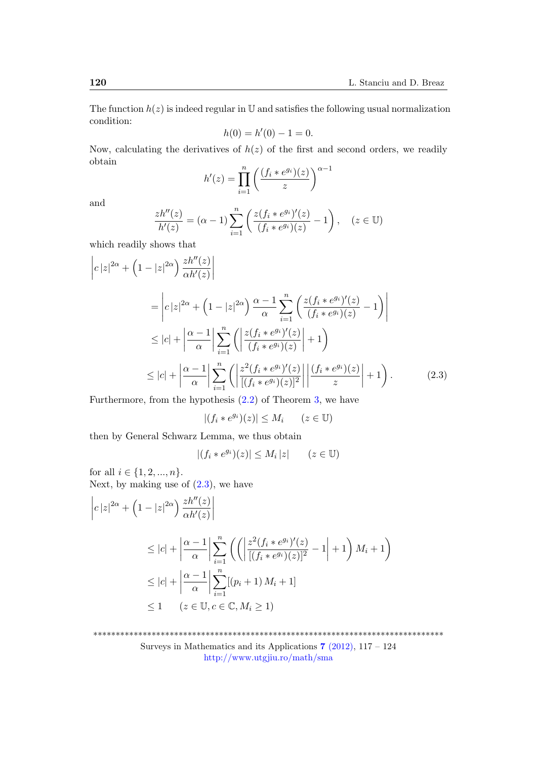The function $h(z)$ is indeed regular in $\mathbb{U}$ and satisfies the following usual normalization condition:

$$h(0) = h'(0) - 1 = 0.$$

Now, calculating the derivatives of $h(z)$ of the first and second orders, we readily obtain

$$h'(z) = \prod_{i=1}^{n} \left( \frac{(f_i * e^{g_i})(z)}{z} \right)^{\alpha - 1}$$

and

$$\frac{zh''(z)}{h'(z)} = (\alpha - 1) \sum_{i=1}^{n} \left( \frac{z(f_i * e^{g_i})'(z)}{(f_i * e^{g_i})(z)} - 1 \right), \quad (z \in \mathbb{U})$$

which readily shows that

$$\begin{aligned}
&\left| c\,|z|^{2\alpha} + \left(1 - |z|^{2\alpha}\right) \frac{zh''(z)}{\alpha h'(z)} \right| \\
&\quad = \left| c\,|z|^{2\alpha} + \left(1 - |z|^{2\alpha}\right) \frac{\alpha - 1}{\alpha} \sum_{i=1}^{n} \left( \frac{z(f_i * e^{g_i})'(z)}{(f_i * e^{g_i})(z)} - 1 \right) \right| \\
&\quad \leq |c| + \left| \frac{\alpha - 1}{\alpha} \right| \sum_{i=1}^{n} \left( \left| \frac{z(f_i * e^{g_i})'(z)}{(f_i * e^{g_i})(z)} \right| + 1 \right) \\
&\quad \leq |c| + \left| \frac{\alpha - 1}{\alpha} \right| \sum_{i=1}^{n} \left( \left| \frac{z^2(f_i * e^{g_i})'(z)}{[(f_i * e^{g_i})(z)]^2} \right| \left| \frac{(f_i * e^{g_i})(z)}{z} \right| + 1 \right). \qquad (2.3)
\end{aligned}$$

Furthermore, from the hypothesis (2.2) of Theorem 3, we have

$$|(f_i * e^{g_i})(z)| \leq M_i \qquad (z \in \mathbb{U})$$

then by General Schwarz Lemma, we thus obtain

$$|(f_i * e^{g_i})(z)| \leq M_i\,|z| \qquad (z \in \mathbb{U})$$

for all $i \in \{1, 2, ..., n\}$.
Next, by making use of (2.3), we have

$$\begin{aligned}
&\left| c\,|z|^{2\alpha} + \left(1 - |z|^{2\alpha}\right) \frac{zh''(z)}{\alpha h'(z)} \right| \\
&\quad \leq |c| + \left| \frac{\alpha - 1}{\alpha} \right| \sum_{i=1}^{n} \left( \left( \left| \frac{z^2(f_i * e^{g_i})'(z)}{[(f_i * e^{g_i})(z)]^2} - 1 \right| + 1 \right) M_i + 1 \right) \\
&\quad \leq |c| + \left| \frac{\alpha - 1}{\alpha} \right| \sum_{i=1}^{n} [(p_i + 1)\, M_i + 1] \\
&\quad \leq 1 \qquad (z \in \mathbb{U}, c \in \mathbb{C}, M_i \geq 1)
\end{aligned}$$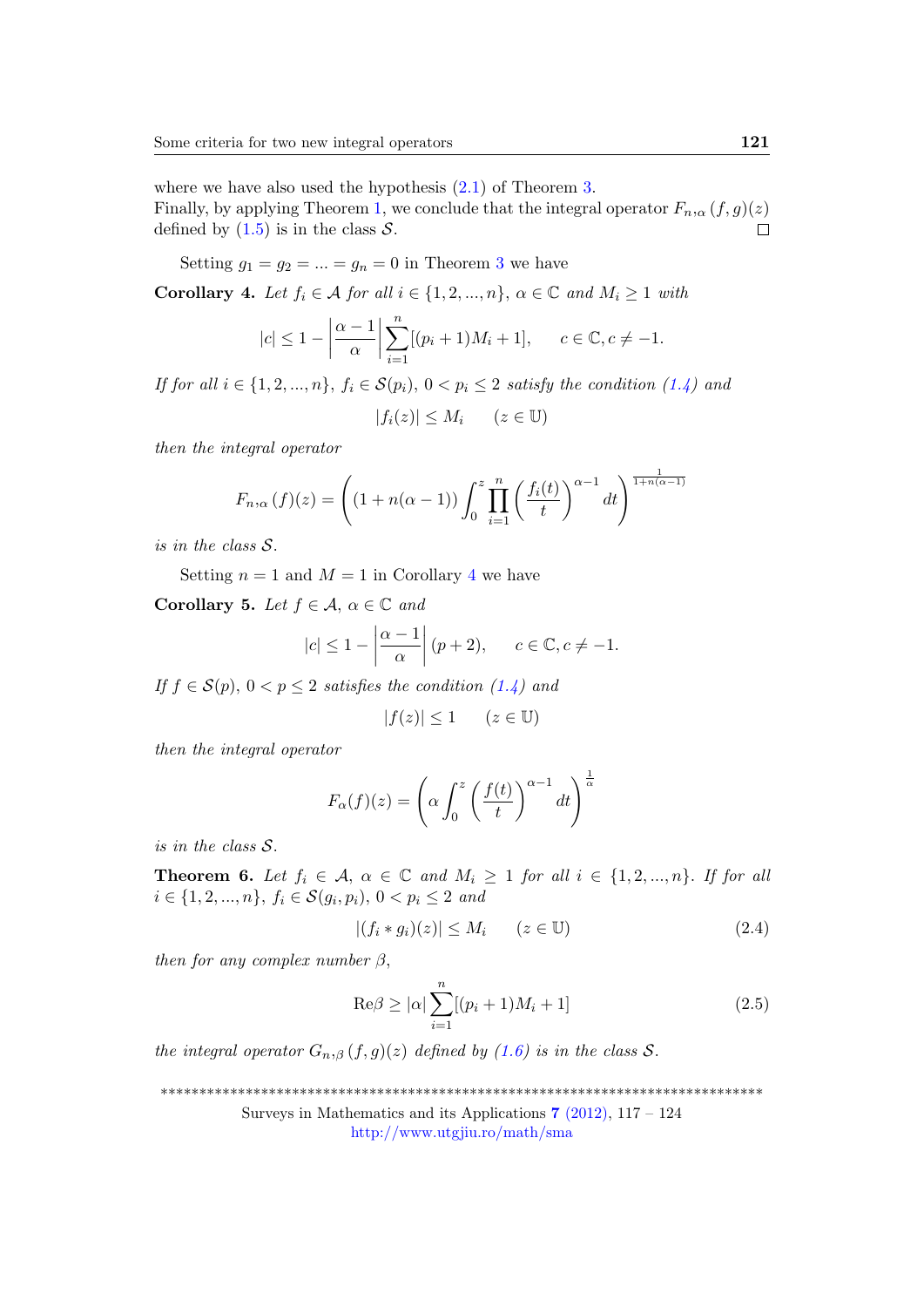where we have also used the hypothesis (2.1) of Theorem 3.
Finally, by applying Theorem 1, we conclude that the integral operator $F_{n,\alpha}(f,g)(z)$ defined by (1.5) is in the class $\mathcal{S}$. □

Setting $g_1 = g_2 = ... = g_n = 0$ in Theorem 3 we have

**Corollary 4.** *Let $f_i \in \mathcal{A}$ for all $i \in \{1, 2, ..., n\}$, $\alpha \in \mathbb{C}$ and $M_i \geq 1$ with*

$$|c| \leq 1 - \left|\frac{\alpha - 1}{\alpha}\right| \sum_{i=1}^{n} [(p_i + 1)M_i + 1], \qquad c \in \mathbb{C}, c \neq -1.$$

*If for all $i \in \{1, 2, ..., n\}$, $f_i \in \mathcal{S}(p_i)$, $0 < p_i \leq 2$ satisfy the condition (1.4) and*

$$|f_i(z)| \leq M_i \qquad (z \in \mathbb{U})$$

*then the integral operator*

$$F_{n,\alpha}(f)(z) = \left((1 + n(\alpha - 1)) \int_0^z \prod_{i=1}^{n} \left(\frac{f_i(t)}{t}\right)^{\alpha - 1} dt\right)^{\frac{1}{1+n(\alpha-1)}}$$

*is in the class $\mathcal{S}$.*

Setting $n = 1$ and $M = 1$ in Corollary 4 we have

**Corollary 5.** *Let $f \in \mathcal{A}$, $\alpha \in \mathbb{C}$ and*

$$|c| \leq 1 - \left|\frac{\alpha - 1}{\alpha}\right| (p + 2), \qquad c \in \mathbb{C}, c \neq -1.$$

*If $f \in \mathcal{S}(p)$, $0 < p \leq 2$ satisfies the condition (1.4) and*

$$|f(z)| \leq 1 \qquad (z \in \mathbb{U})$$

*then the integral operator*

$$F_{\alpha}(f)(z) = \left(\alpha \int_0^z \left(\frac{f(t)}{t}\right)^{\alpha - 1} dt\right)^{\frac{1}{\alpha}}$$

*is in the class $\mathcal{S}$.*

**Theorem 6.** *Let $f_i \in \mathcal{A}$, $\alpha \in \mathbb{C}$ and $M_i \geq 1$ for all $i \in \{1, 2, ..., n\}$. If for all $i \in \{1, 2, ..., n\}$, $f_i \in \mathcal{S}(g_i, p_i)$, $0 < p_i \leq 2$ and*

$$|(f_i * g_i)(z)| \leq M_i \qquad (z \in \mathbb{U}) \tag{2.4}$$

*then for any complex number $\beta$,*

$$\text{Re}\beta \geq |\alpha| \sum_{i=1}^{n} [(p_i + 1)M_i + 1] \tag{2.5}$$

*the integral operator $G_{n,\beta}(f,g)(z)$ defined by (1.6) is in the class $\mathcal{S}$.*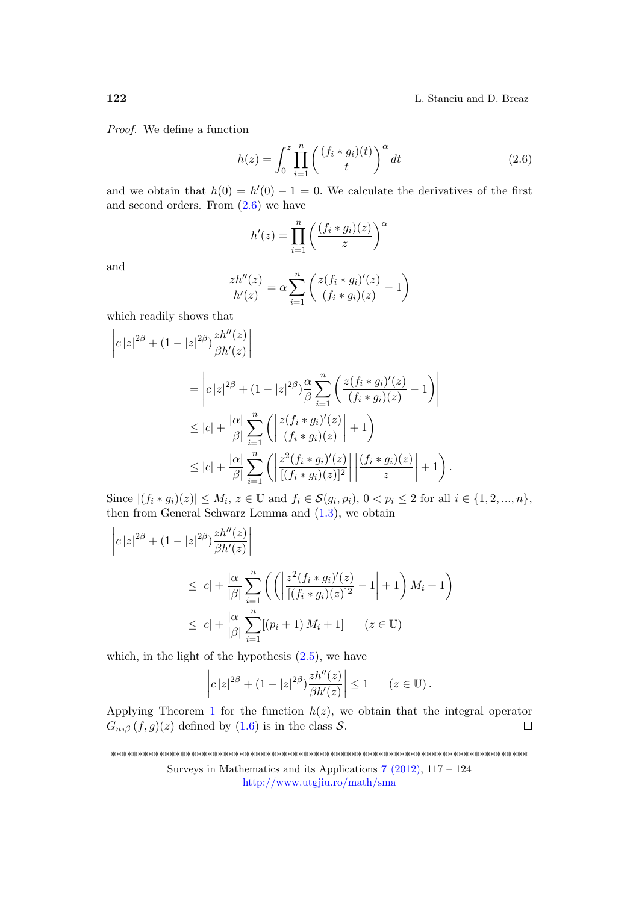*Proof.* We define a function

$$h(z) = \int_0^z \prod_{i=1}^{n} \left( \frac{(f_i * g_i)(t)}{t} \right)^{\alpha} dt \tag{2.6}$$

and we obtain that $h(0) = h'(0) - 1 = 0$. We calculate the derivatives of the first and second orders. From (2.6) we have

$$h'(z) = \prod_{i=1}^{n} \left( \frac{(f_i * g_i)(z)}{z} \right)^{\alpha}$$

and

$$\frac{zh''(z)}{h'(z)} = \alpha \sum_{i=1}^{n} \left( \frac{z(f_i * g_i)'(z)}{(f_i * g_i)(z)} - 1 \right)$$

which readily shows that

$$\begin{aligned}
&\left| c\,|z|^{2\beta} + (1 - |z|^{2\beta}) \frac{zh''(z)}{\beta h'(z)} \right| \\
&\qquad = \left| c\,|z|^{2\beta} + (1 - |z|^{2\beta}) \frac{\alpha}{\beta} \sum_{i=1}^{n} \left( \frac{z(f_i * g_i)'(z)}{(f_i * g_i)(z)} - 1 \right) \right| \\
&\qquad \leq |c| + \frac{|\alpha|}{|\beta|} \sum_{i=1}^{n} \left( \left| \frac{z(f_i * g_i)'(z)}{(f_i * g_i)(z)} \right| + 1 \right) \\
&\qquad \leq |c| + \frac{|\alpha|}{|\beta|} \sum_{i=1}^{n} \left( \left| \frac{z^2(f_i * g_i)'(z)}{[(f_i * g_i)(z)]^2} \right| \left| \frac{(f_i * g_i)(z)}{z} \right| + 1 \right).
\end{aligned}$$

Since $|(f_i * g_i)(z)| \leq M_i$, $z \in \mathbb{U}$ and $f_i \in \mathcal{S}(g_i, p_i)$, $0 < p_i \leq 2$ for all $i \in \{1, 2, ..., n\}$, then from General Schwarz Lemma and (1.3), we obtain

$$\begin{aligned}
&\left| c\,|z|^{2\beta} + (1 - |z|^{2\beta}) \frac{zh''(z)}{\beta h'(z)} \right| \\
&\qquad \leq |c| + \frac{|\alpha|}{|\beta|} \sum_{i=1}^{n} \left( \left( \left| \frac{z^2(f_i * g_i)'(z)}{[(f_i * g_i)(z)]^2} - 1 \right| + 1 \right) M_i + 1 \right) \\
&\qquad \leq |c| + \frac{|\alpha|}{|\beta|} \sum_{i=1}^{n} [(p_i + 1)\, M_i + 1] \qquad (z \in \mathbb{U})
\end{aligned}$$

which, in the light of the hypothesis (2.5), we have

$$\left| c\,|z|^{2\beta} + (1 - |z|^{2\beta}) \frac{zh''(z)}{\beta h'(z)} \right| \leq 1 \qquad (z \in \mathbb{U}).$$

Applying Theorem 1 for the function $h(z)$, we obtain that the integral operator $G_{n,\beta}(f, g)(z)$ defined by (1.6) is in the class $\mathcal{S}$. $\square$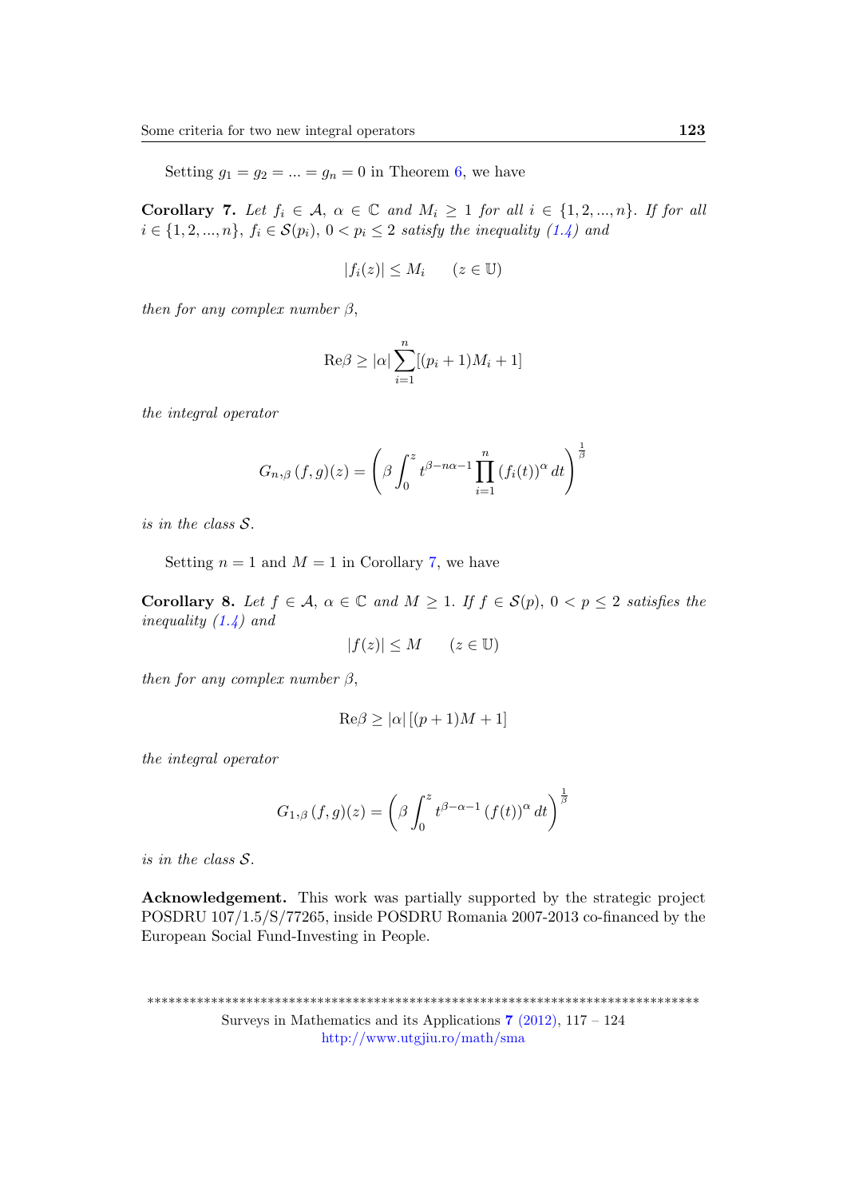Setting $g_1 = g_2 = ... = g_n = 0$ in Theorem 6, we have

**Corollary 7.** *Let $f_i \in \mathcal{A}$, $\alpha \in \mathbb{C}$ and $M_i \geq 1$ for all $i \in \{1, 2, ..., n\}$. If for all $i \in \{1, 2, ..., n\}$, $f_i \in \mathcal{S}(p_i)$, $0 < p_i \leq 2$ satisfy the inequality (1.4) and*

$$|f_i(z)| \leq M_i \qquad (z \in \mathbb{U})$$

*then for any complex number $\beta$,*

$$\mathrm{Re}\beta \geq |\alpha| \sum_{i=1}^{n} [(p_i + 1)M_i + 1]$$

*the integral operator*

$$G_{n,\beta}(f, g)(z) = \left( \beta \int_0^z t^{\beta - n\alpha - 1} \prod_{i=1}^{n} (f_i(t))^{\alpha} \, dt \right)^{\frac{1}{\beta}}$$

*is in the class $\mathcal{S}$.*

Setting $n = 1$ and $M = 1$ in Corollary 7, we have

**Corollary 8.** *Let $f \in \mathcal{A}$, $\alpha \in \mathbb{C}$ and $M \geq 1$. If $f \in \mathcal{S}(p)$, $0 < p \leq 2$ satisfies the inequality (1.4) and*

$$|f(z)| \leq M \qquad (z \in \mathbb{U})$$

*then for any complex number $\beta$,*

$$\mathrm{Re}\beta \geq |\alpha| \left[ (p + 1)M + 1 \right]$$

*the integral operator*

$$G_{1,\beta}(f, g)(z) = \left( \beta \int_0^z t^{\beta - \alpha - 1} (f(t))^{\alpha} \, dt \right)^{\frac{1}{\beta}}$$

*is in the class $\mathcal{S}$.*

**Acknowledgement.** This work was partially supported by the strategic project POSDRU 107/1.5/S/77265, inside POSDRU Romania 2007-2013 co-financed by the European Social Fund-Investing in People.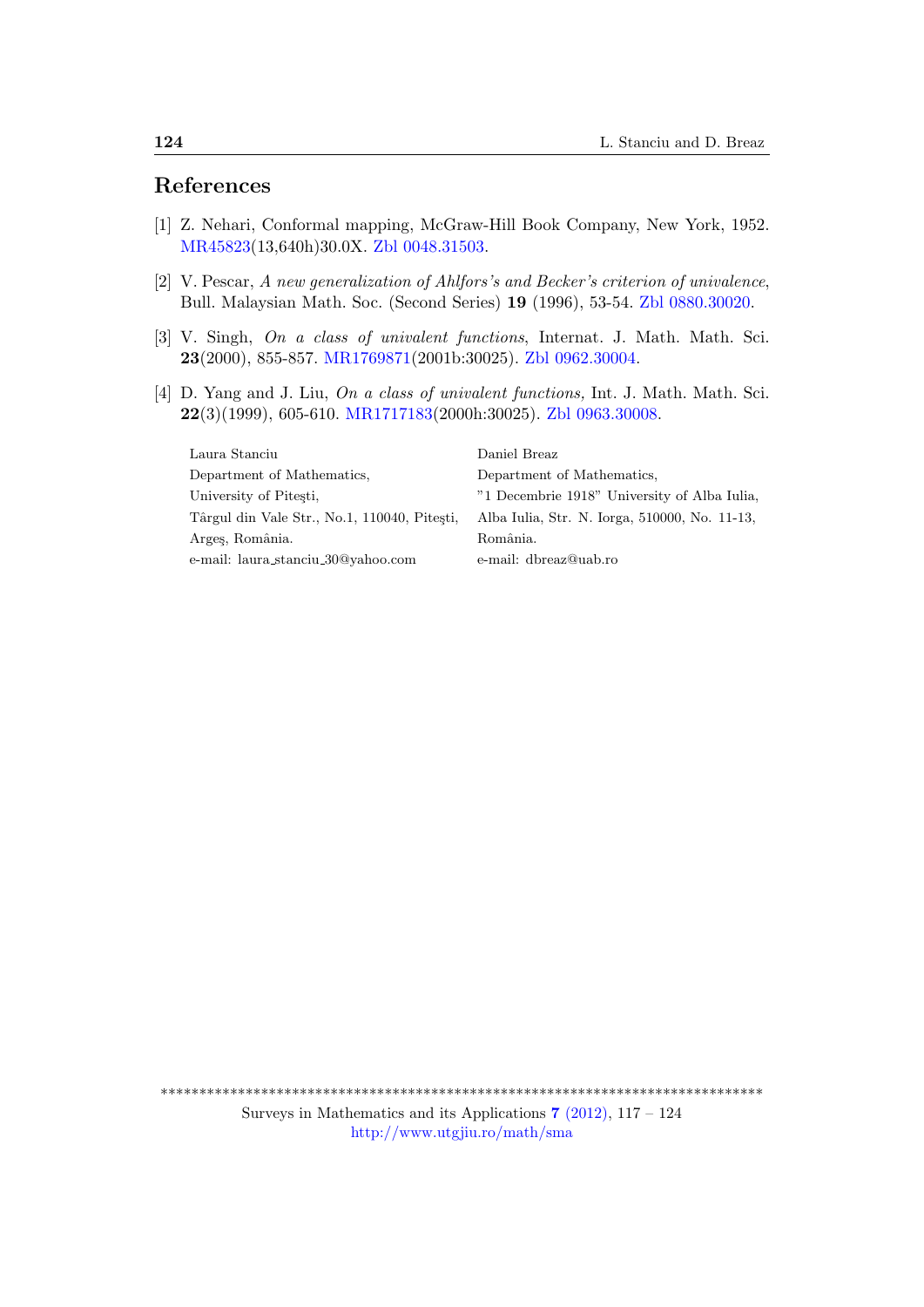## References

[1] Z. Nehari, Conformal mapping, McGraw-Hill Book Company, New York, 1952. MR45823(13,640h)30.0X. Zbl 0048.31503.

[2] V. Pescar, *A new generalization of Ahlfors's and Becker's criterion of univalence*, Bull. Malaysian Math. Soc. (Second Series) **19** (1996), 53-54. Zbl 0880.30020.

[3] V. Singh, *On a class of univalent functions*, Internat. J. Math. Math. Sci. **23**(2000), 855-857. MR1769871(2001b:30025). Zbl 0962.30004.

[4] D. Yang and J. Liu, *On a class of univalent functions,* Int. J. Math. Math. Sci. **22**(3)(1999), 605-610. MR1717183(2000h:30025). Zbl 0963.30008.

Laura Stanciu
Department of Mathematics,
University of Piteşti,
Târgul din Vale Str., No.1, 110040, Piteşti,
Argeş, România.
e-mail: laura_stanciu_30@yahoo.com

Daniel Breaz
Department of Mathematics,
"1 Decembrie 1918" University of Alba Iulia,
Alba Iulia, Str. N. Iorga, 510000, No. 11-13,
România.
e-mail: dbreaz@uab.ro